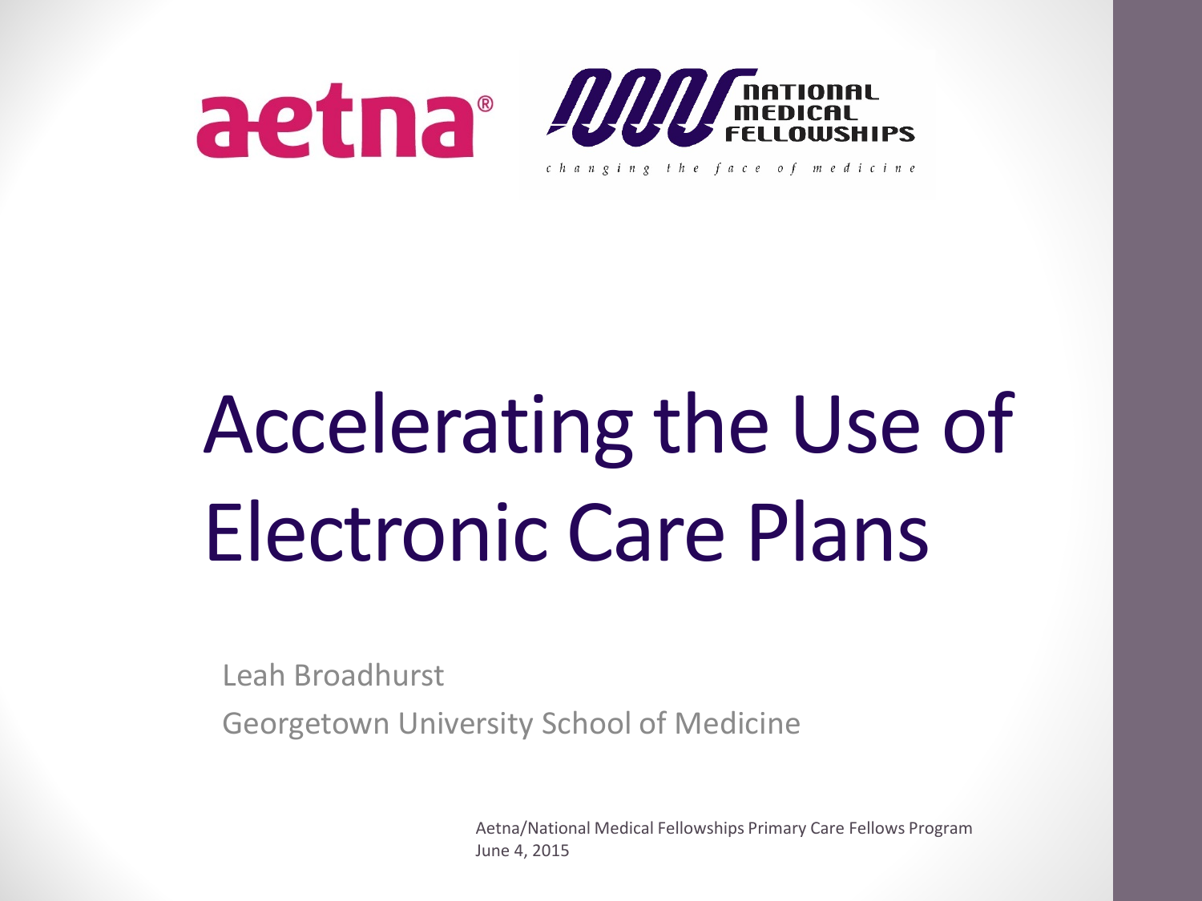aetna® | NATIONAL MEDICAL FELLOWSHIPS — changing the face of medicine

# Accelerating the Use of Electronic Care Plans

Leah Broadhurst

Georgetown University School of Medicine

Aetna/National Medical Fellowships Primary Care Fellows Program
June 4, 2015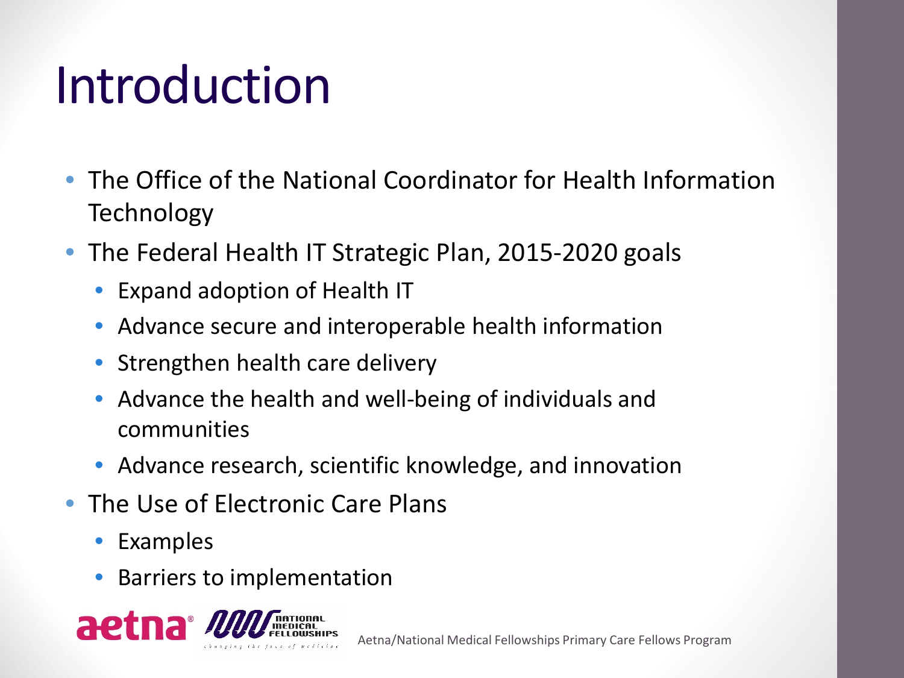# Introduction

- The Office of the National Coordinator for Health Information Technology
- The Federal Health IT Strategic Plan, 2015-2020 goals
  - Expand adoption of Health IT
  - Advance secure and interoperable health information
  - Strengthen health care delivery
  - Advance the health and well-being of individuals and communities
  - Advance research, scientific knowledge, and innovation
- The Use of Electronic Care Plans
  - Examples
  - Barriers to implementation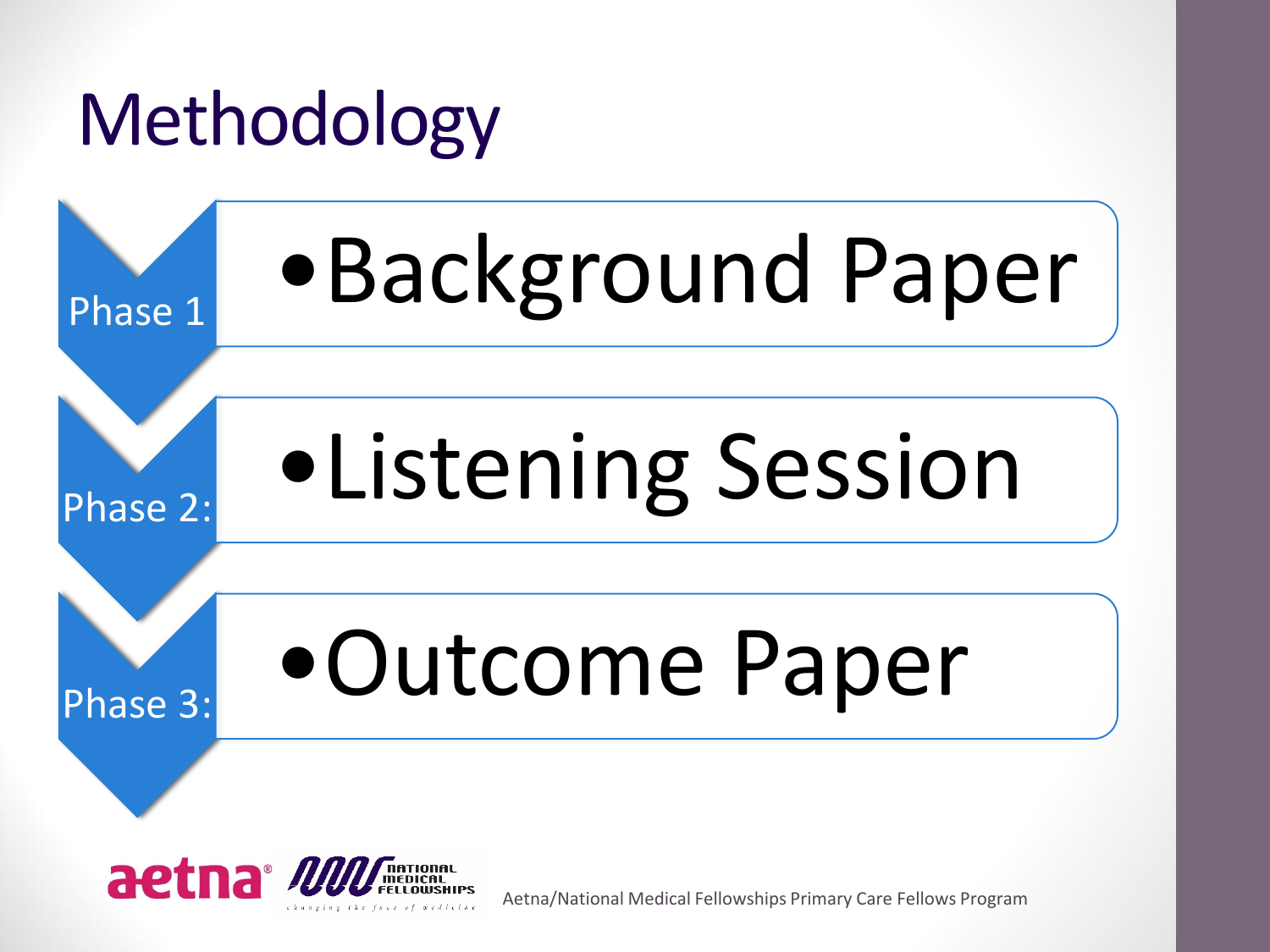# Methodology

- **Phase 1**: Background Paper
- **Phase 2:** Listening Session
- **Phase 3:** Outcome Paper

Aetna/National Medical Fellowships Primary Care Fellows Program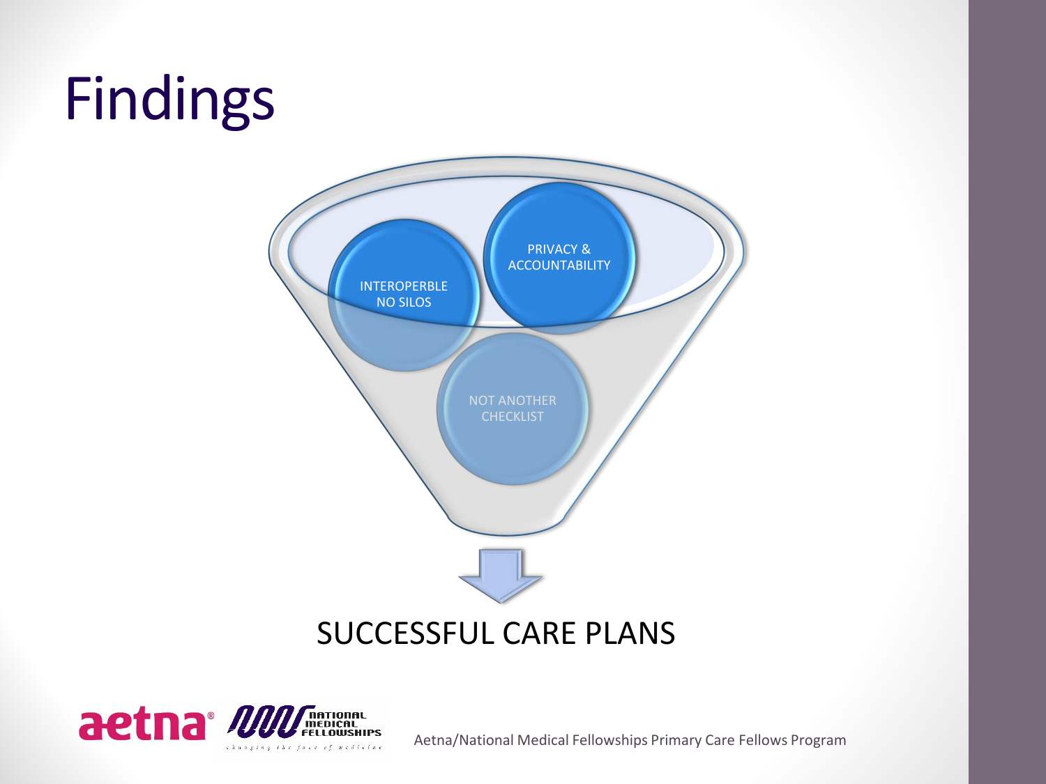# Findings

- INTEROPERBLE NO SILOS
- PRIVACY & ACCOUNTABILITY
- NOT ANOTHER CHECKLIST

SUCCESSFUL CARE PLANS

Aetna/National Medical Fellowships Primary Care Fellows Program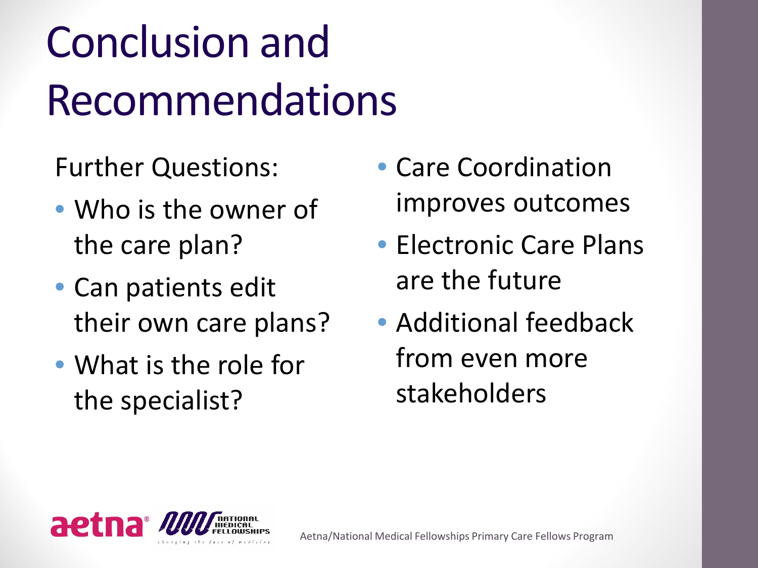# Conclusion and Recommendations

Further Questions:

- Who is the owner of the care plan?
- Can patients edit their own care plans?
- What is the role for the specialist?

- Care Coordination improves outcomes
- Electronic Care Plans are the future
- Additional feedback from even more stakeholders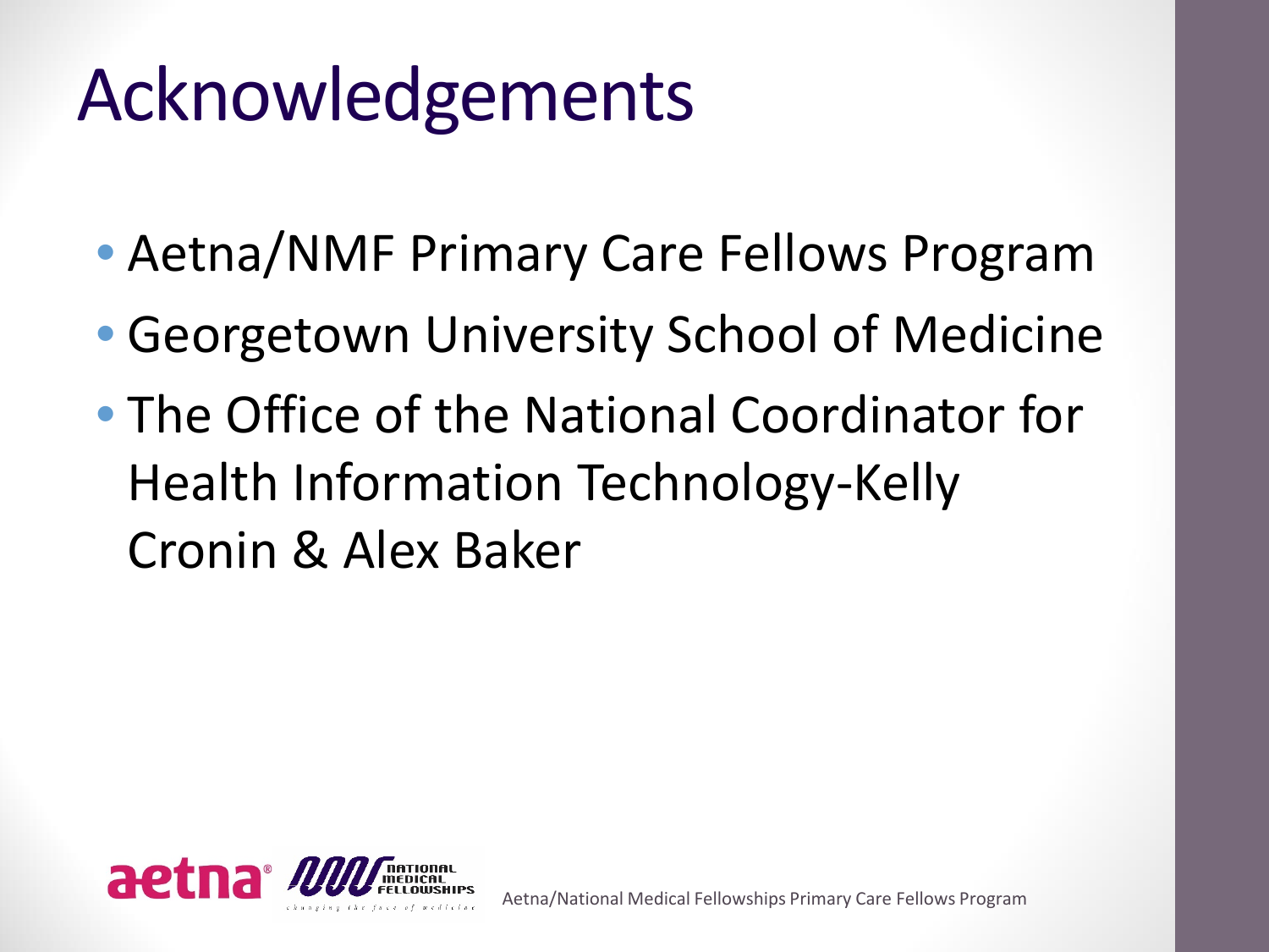# Acknowledgements

- Aetna/NMF Primary Care Fellows Program
- Georgetown University School of Medicine
- The Office of the National Coordinator for Health Information Technology-Kelly Cronin & Alex Baker